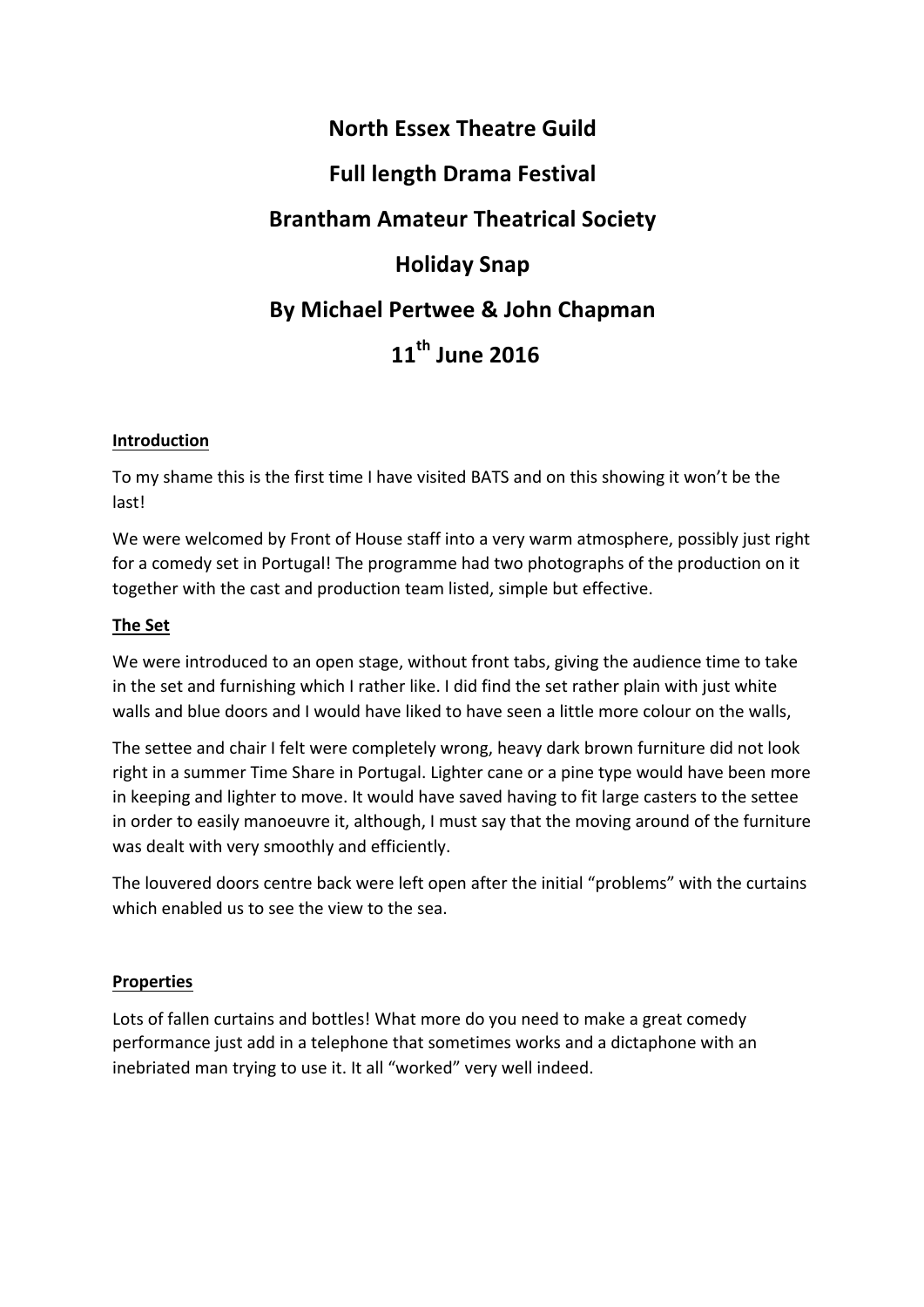# North Essex Theatre Guild

# Full length Drama Festival

# Brantham Amateur Theatrical Society

# Holiday Snap

# By Michael Pertwee & John Chapman

# 11th June 2016

## Introduction

To my shame this is the first time I have visited BATS and on this showing it won't be the last!

We were welcomed by Front of House staff into a very warm atmosphere, possibly just right for a comedy set in Portugal! The programme had two photographs of the production on it together with the cast and production team listed, simple but effective.

## The Set

We were introduced to an open stage, without front tabs, giving the audience time to take in the set and furnishing which I rather like. I did find the set rather plain with just white walls and blue doors and I would have liked to have seen a little more colour on the walls,

The settee and chair I felt were completely wrong, heavy dark brown furniture did not look right in a summer Time Share in Portugal. Lighter cane or a pine type would have been more in keeping and lighter to move. It would have saved having to fit large casters to the settee in order to easily manoeuvre it, although, I must say that the moving around of the furniture was dealt with very smoothly and efficiently.

The louvered doors centre back were left open after the initial "problems" with the curtains which enabled us to see the view to the sea.

## Properties

Lots of fallen curtains and bottles! What more do you need to make a great comedy performance just add in a telephone that sometimes works and a dictaphone with an inebriated man trying to use it. It all "worked" very well indeed.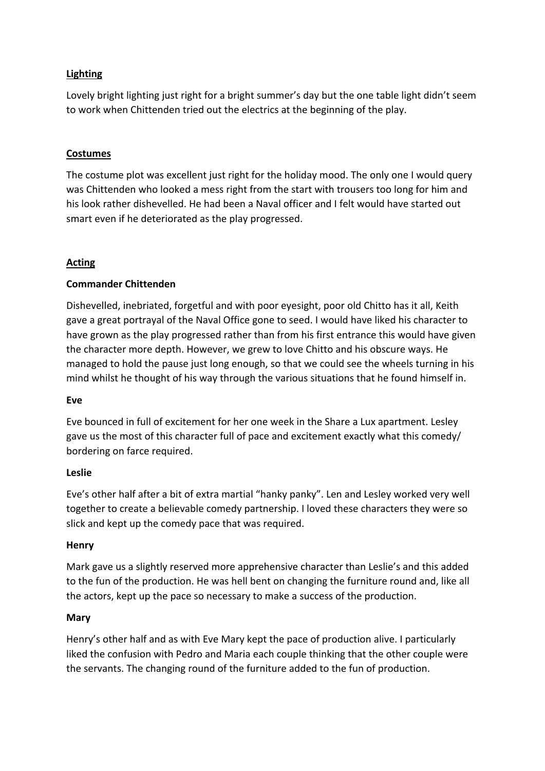## Lighting

Lovely bright lighting just right for a bright summer's day but the one table light didn't seem to work when Chittenden tried out the electrics at the beginning of the play.

## Costumes

The costume plot was excellent just right for the holiday mood. The only one I would query was Chittenden who looked a mess right from the start with trousers too long for him and his look rather dishevelled. He had been a Naval officer and I felt would have started out smart even if he deteriorated as the play progressed.

## Acting

### Commander Chittenden

Dishevelled, inebriated, forgetful and with poor eyesight, poor old Chitto has it all, Keith gave a great portrayal of the Naval Office gone to seed. I would have liked his character to have grown as the play progressed rather than from his first entrance this would have given the character more depth. However, we grew to love Chitto and his obscure ways. He managed to hold the pause just long enough, so that we could see the wheels turning in his mind whilst he thought of his way through the various situations that he found himself in.

### Eve

Eve bounced in full of excitement for her one week in the Share a Lux apartment. Lesley gave us the most of this character full of pace and excitement exactly what this comedy/ bordering on farce required.

### Leslie

Eve's other half after a bit of extra martial "hanky panky". Len and Lesley worked very well together to create a believable comedy partnership. I loved these characters they were so slick and kept up the comedy pace that was required.

### Henry

Mark gave us a slightly reserved more apprehensive character than Leslie's and this added to the fun of the production. He was hell bent on changing the furniture round and, like all the actors, kept up the pace so necessary to make a success of the production.

### Mary

Henry's other half and as with Eve Mary kept the pace of production alive. I particularly liked the confusion with Pedro and Maria each couple thinking that the other couple were the servants. The changing round of the furniture added to the fun of production.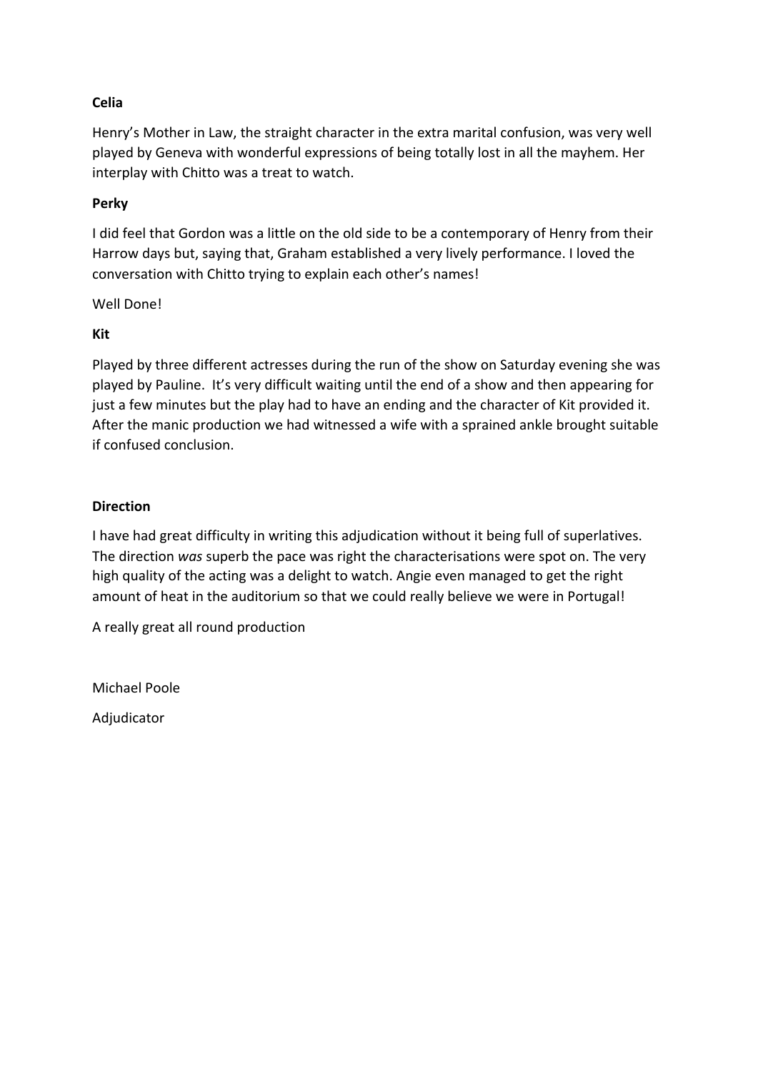**Celia**

Henry's Mother in Law, the straight character in the extra marital confusion, was very well played by Geneva with wonderful expressions of being totally lost in all the mayhem. Her interplay with Chitto was a treat to watch.

**Perky**

I did feel that Gordon was a little on the old side to be a contemporary of Henry from their Harrow days but, saying that, Graham established a very lively performance. I loved the conversation with Chitto trying to explain each other's names!

Well Done!

**Kit**

Played by three different actresses during the run of the show on Saturday evening she was played by Pauline. It's very difficult waiting until the end of a show and then appearing for just a few minutes but the play had to have an ending and the character of Kit provided it. After the manic production we had witnessed a wife with a sprained ankle brought suitable if confused conclusion.

**Direction**

I have had great difficulty in writing this adjudication without it being full of superlatives. The direction *was* superb the pace was right the characterisations were spot on. The very high quality of the acting was a delight to watch. Angie even managed to get the right amount of heat in the auditorium so that we could really believe we were in Portugal!

A really great all round production

Michael Poole

Adjudicator